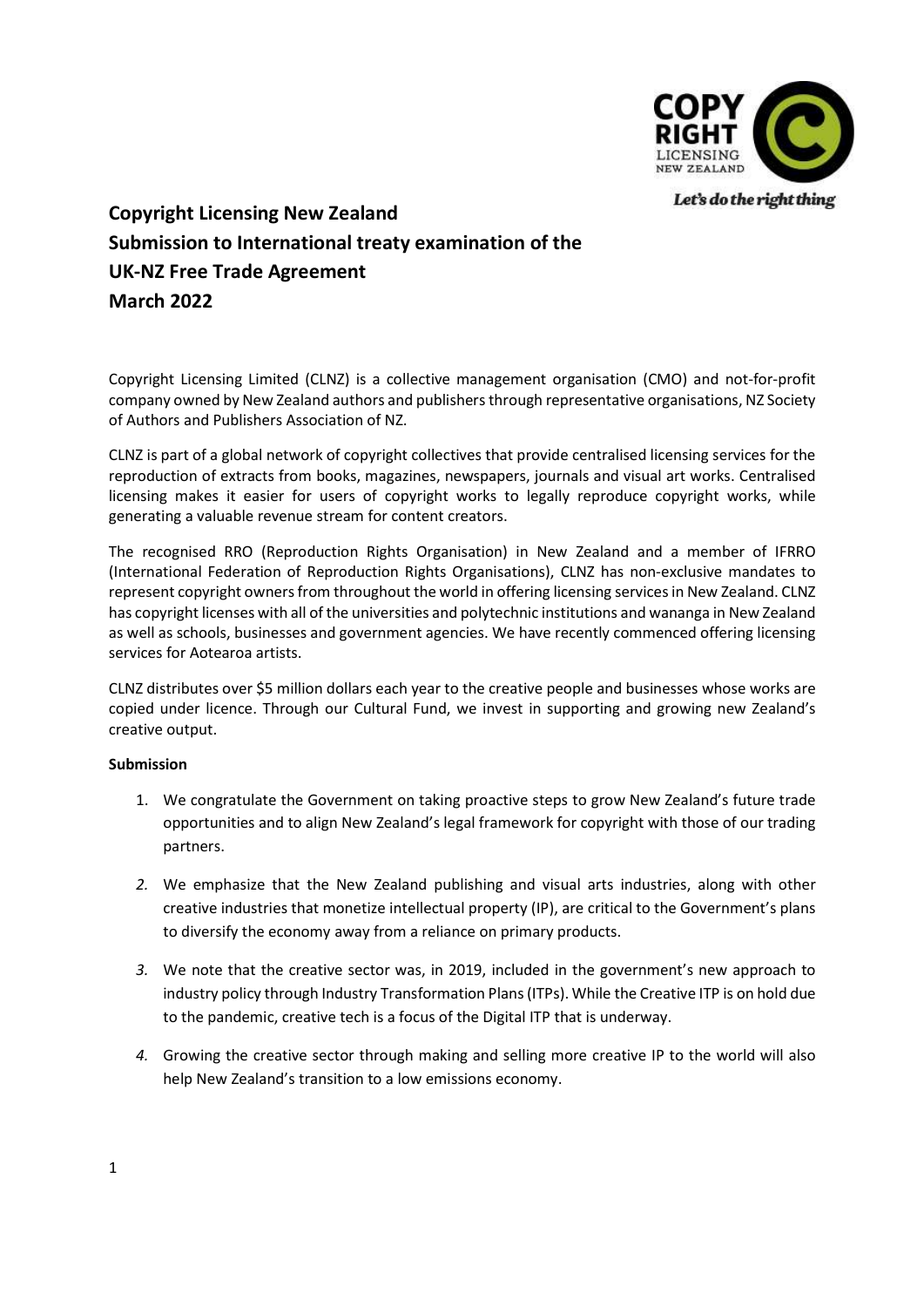**Copyright Licensing New Zealand**
**Submission to International treaty examination of the UK-NZ Free Trade Agreement**
**March 2022**

Copyright Licensing Limited (CLNZ) is a collective management organisation (CMO) and not-for-profit company owned by New Zealand authors and publishers through representative organisations, NZ Society of Authors and Publishers Association of NZ.

CLNZ is part of a global network of copyright collectives that provide centralised licensing services for the reproduction of extracts from books, magazines, newspapers, journals and visual art works. Centralised licensing makes it easier for users of copyright works to legally reproduce copyright works, while generating a valuable revenue stream for content creators.

The recognised RRO (Reproduction Rights Organisation) in New Zealand and a member of IFRRO (International Federation of Reproduction Rights Organisations), CLNZ has non-exclusive mandates to represent copyright owners from throughout the world in offering licensing services in New Zealand. CLNZ has copyright licenses with all of the universities and polytechnic institutions and wananga in New Zealand as well as schools, businesses and government agencies. We have recently commenced offering licensing services for Aotearoa artists.

CLNZ distributes over $5 million dollars each year to the creative people and businesses whose works are copied under licence. Through our Cultural Fund, we invest in supporting and growing new Zealand's creative output.

**Submission**

1. We congratulate the Government on taking proactive steps to grow New Zealand's future trade opportunities and to align New Zealand's legal framework for copyright with those of our trading partners.

2. We emphasize that the New Zealand publishing and visual arts industries, along with other creative industries that monetize intellectual property (IP), are critical to the Government's plans to diversify the economy away from a reliance on primary products.

3. We note that the creative sector was, in 2019, included in the government's new approach to industry policy through Industry Transformation Plans (ITPs). While the Creative ITP is on hold due to the pandemic, creative tech is a focus of the Digital ITP that is underway.

4. Growing the creative sector through making and selling more creative IP to the world will also help New Zealand's transition to a low emissions economy.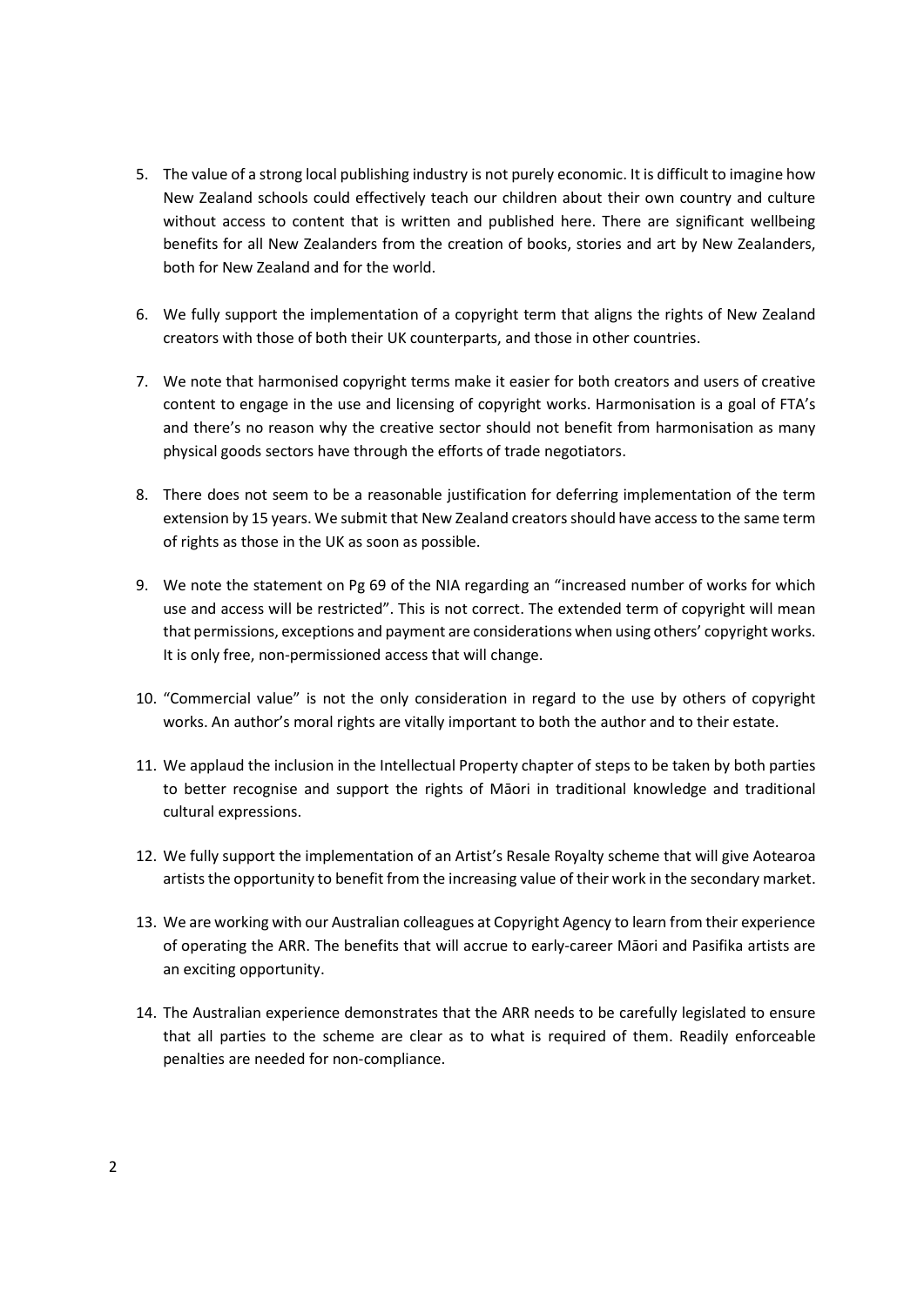5. The value of a strong local publishing industry is not purely economic. It is difficult to imagine how New Zealand schools could effectively teach our children about their own country and culture without access to content that is written and published here. There are significant wellbeing benefits for all New Zealanders from the creation of books, stories and art by New Zealanders, both for New Zealand and for the world.

6. We fully support the implementation of a copyright term that aligns the rights of New Zealand creators with those of both their UK counterparts, and those in other countries.

7. We note that harmonised copyright terms make it easier for both creators and users of creative content to engage in the use and licensing of copyright works. Harmonisation is a goal of FTA's and there's no reason why the creative sector should not benefit from harmonisation as many physical goods sectors have through the efforts of trade negotiators.

8. There does not seem to be a reasonable justification for deferring implementation of the term extension by 15 years. We submit that New Zealand creators should have access to the same term of rights as those in the UK as soon as possible.

9. We note the statement on Pg 69 of the NIA regarding an "increased number of works for which use and access will be restricted". This is not correct. The extended term of copyright will mean that permissions, exceptions and payment are considerations when using others' copyright works. It is only free, non-permissioned access that will change.

10. "Commercial value" is not the only consideration in regard to the use by others of copyright works. An author's moral rights are vitally important to both the author and to their estate.

11. We applaud the inclusion in the Intellectual Property chapter of steps to be taken by both parties to better recognise and support the rights of Māori in traditional knowledge and traditional cultural expressions.

12. We fully support the implementation of an Artist's Resale Royalty scheme that will give Aotearoa artists the opportunity to benefit from the increasing value of their work in the secondary market.

13. We are working with our Australian colleagues at Copyright Agency to learn from their experience of operating the ARR. The benefits that will accrue to early-career Māori and Pasifika artists are an exciting opportunity.

14. The Australian experience demonstrates that the ARR needs to be carefully legislated to ensure that all parties to the scheme are clear as to what is required of them. Readily enforceable penalties are needed for non-compliance.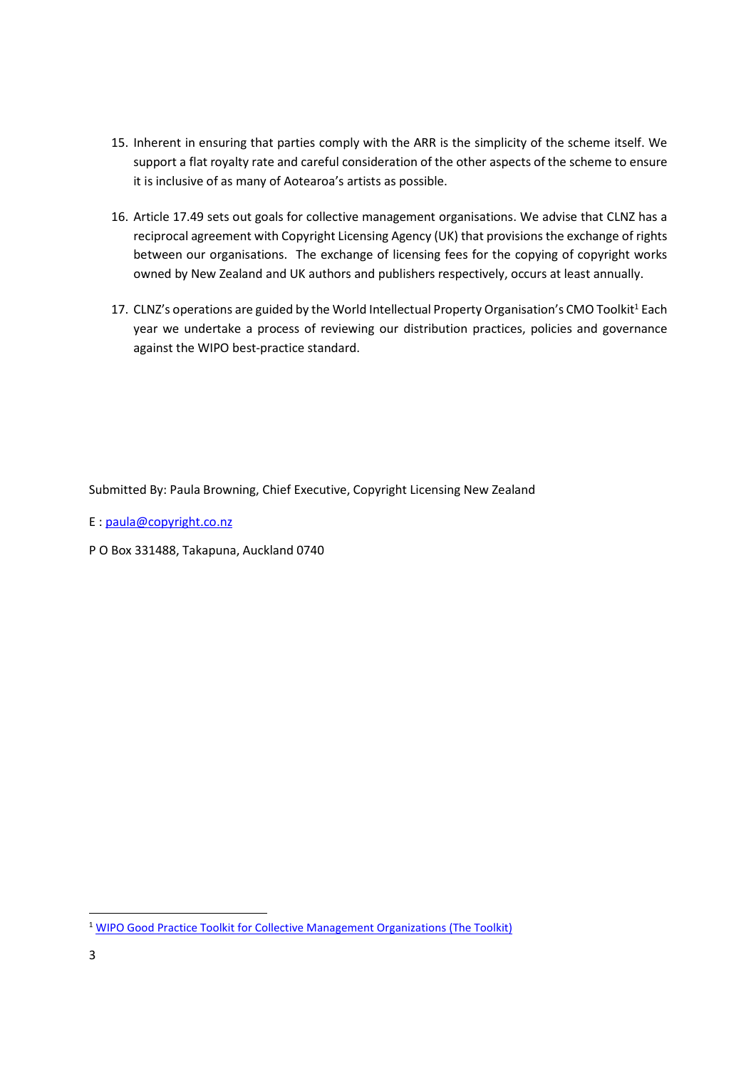15. Inherent in ensuring that parties comply with the ARR is the simplicity of the scheme itself. We support a flat royalty rate and careful consideration of the other aspects of the scheme to ensure it is inclusive of as many of Aotearoa's artists as possible.

16. Article 17.49 sets out goals for collective management organisations. We advise that CLNZ has a reciprocal agreement with Copyright Licensing Agency (UK) that provisions the exchange of rights between our organisations. The exchange of licensing fees for the copying of copyright works owned by New Zealand and UK authors and publishers respectively, occurs at least annually.

17. CLNZ's operations are guided by the World Intellectual Property Organisation's CMO Toolkit[1] Each year we undertake a process of reviewing our distribution practices, policies and governance against the WIPO best-practice standard.

Submitted By: Paula Browning, Chief Executive, Copyright Licensing New Zealand

E : paula@copyright.co.nz

P O Box 331488, Takapuna, Auckland 0740

[1] WIPO Good Practice Toolkit for Collective Management Organizations (The Toolkit)